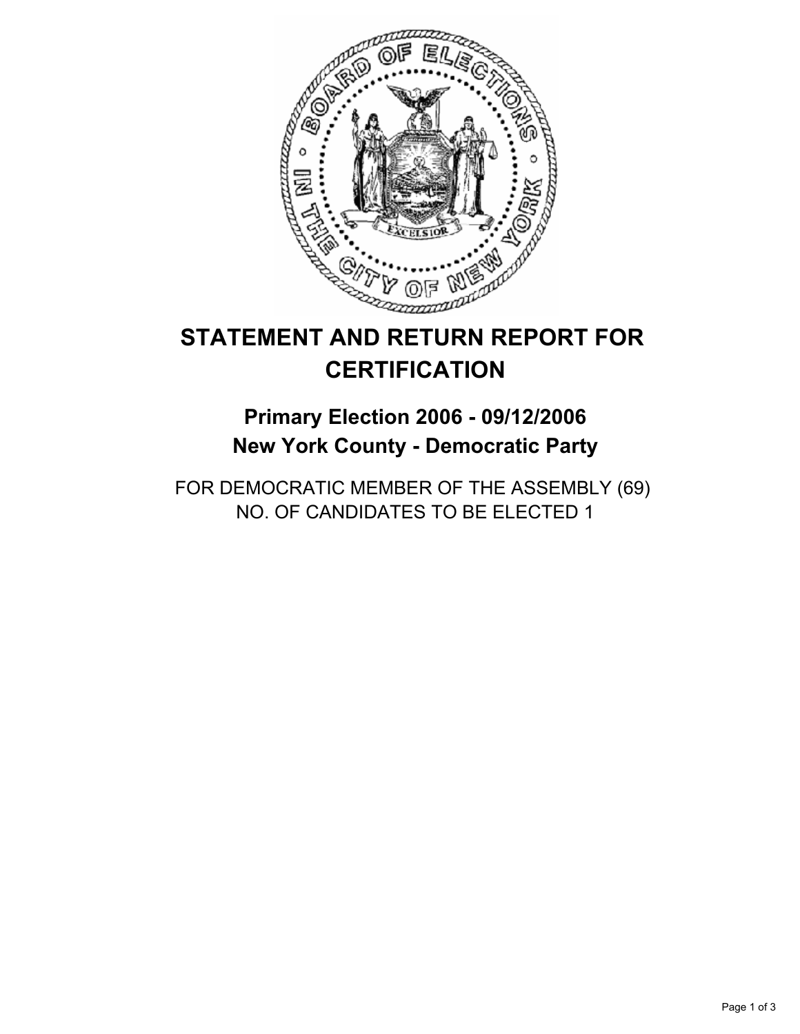# STATEMENT AND RETURN REPORT FOR CERTIFICATION

## Primary Election 2006 - 09/12/2006
## New York County - Democratic Party

FOR DEMOCRATIC MEMBER OF THE ASSEMBLY (69)
NO. OF CANDIDATES TO BE ELECTED 1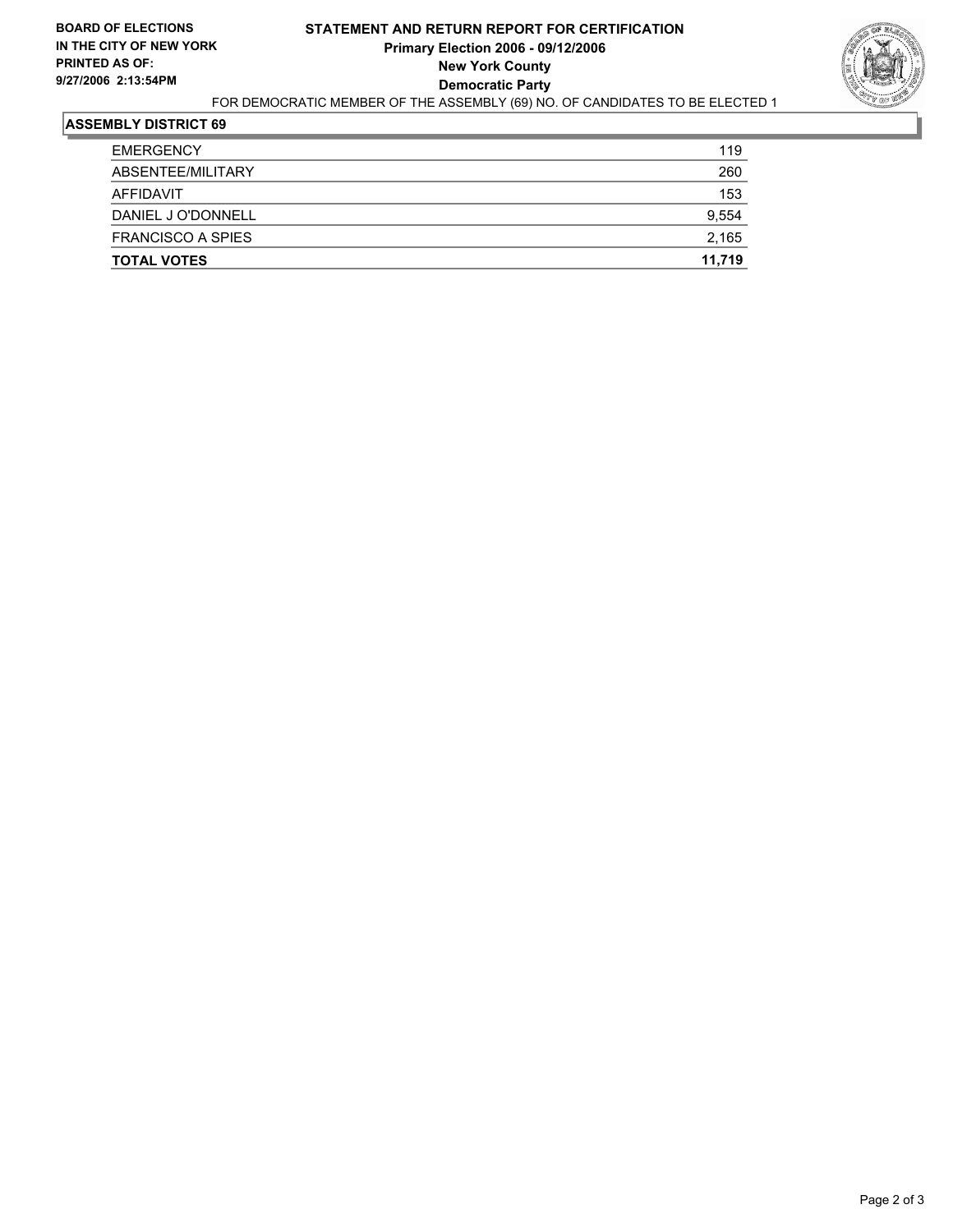**BOARD OF ELECTIONS IN THE CITY OF NEW YORK**
**PRINTED AS OF: 9/27/2006 2:13:54PM**

# STATEMENT AND RETURN REPORT FOR CERTIFICATION
## Primary Election 2006 - 09/12/2006
## New York County
## Democratic Party

FOR DEMOCRATIC MEMBER OF THE ASSEMBLY (69) NO. OF CANDIDATES TO BE ELECTED 1

### ASSEMBLY DISTRICT 69

| | |
|---|---|
| EMERGENCY | 119 |
| ABSENTEE/MILITARY | 260 |
| AFFIDAVIT | 153 |
| DANIEL J O'DONNELL | 9,554 |
| FRANCISCO A SPIES | 2,165 |
| **TOTAL VOTES** | **11,719** |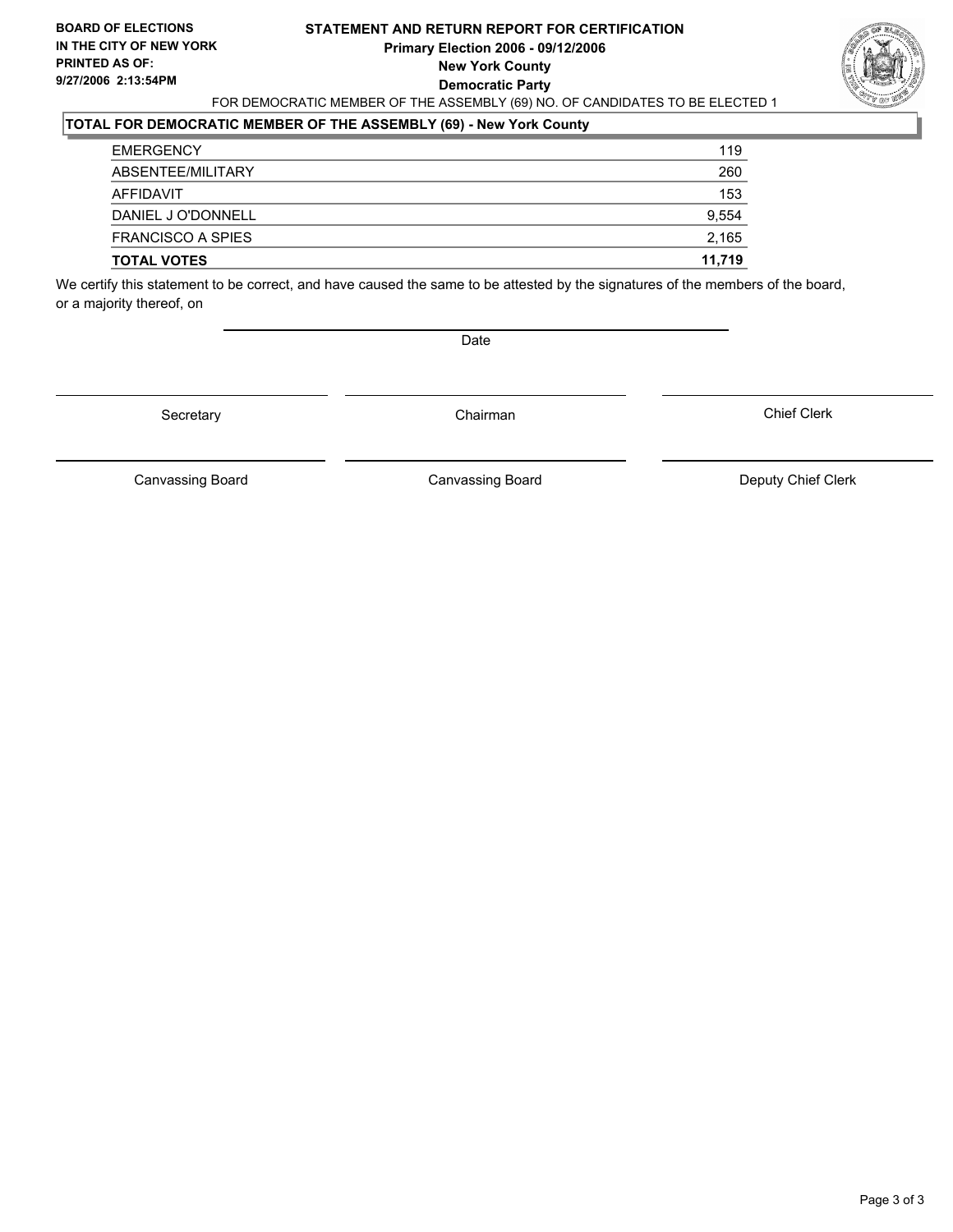**BOARD OF ELECTIONS IN THE CITY OF NEW YORK**
**PRINTED AS OF: 9/27/2006 2:13:54PM**

# STATEMENT AND RETURN REPORT FOR CERTIFICATION
## Primary Election 2006 - 09/12/2006
## New York County
## Democratic Party

FOR DEMOCRATIC MEMBER OF THE ASSEMBLY (69) NO. OF CANDIDATES TO BE ELECTED 1

### TOTAL FOR DEMOCRATIC MEMBER OF THE ASSEMBLY (69) - New York County

| | |
|---|---|
| EMERGENCY | 119 |
| ABSENTEE/MILITARY | 260 |
| AFFIDAVIT | 153 |
| DANIEL J O'DONNELL | 9,554 |
| FRANCISCO A SPIES | 2,165 |
| **TOTAL VOTES** | **11,719** |

We certify this statement to be correct, and have caused the same to be attested by the signatures of the members of the board, or a majority thereof, on

Date

Secretary

Chairman

Chief Clerk

Canvassing Board

Canvassing Board

Deputy Chief Clerk